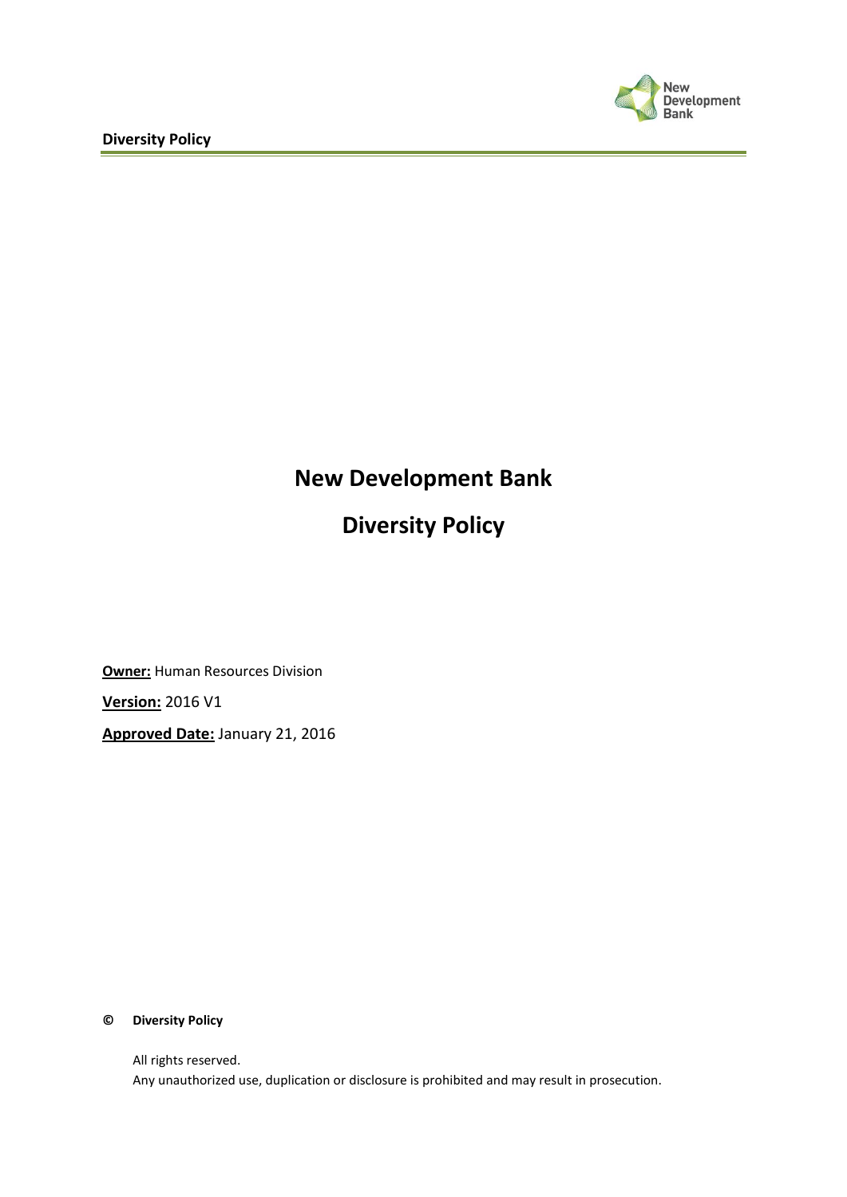# New Development Bank

# Diversity Policy

**Owner:** Human Resources Division

**Version:** 2016 V1

**Approved Date:** January 21, 2016

**© Diversity Policy**

All rights reserved.

Any unauthorized use, duplication or disclosure is prohibited and may result in prosecution.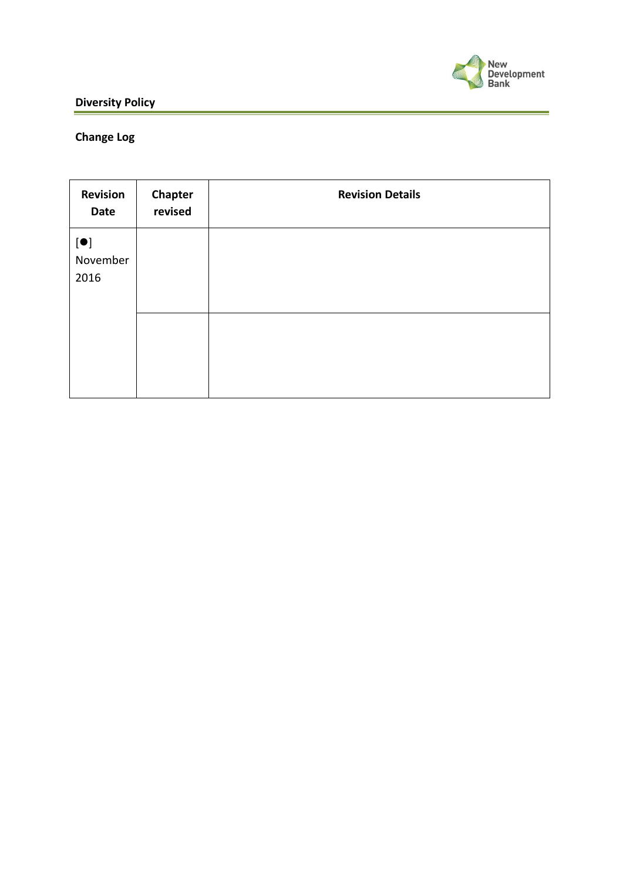**Diversity Policy**

**Change Log**

| Revision Date | Chapter revised | Revision Details |
|---|---|---|
| [●] November 2016 | | |
| | | |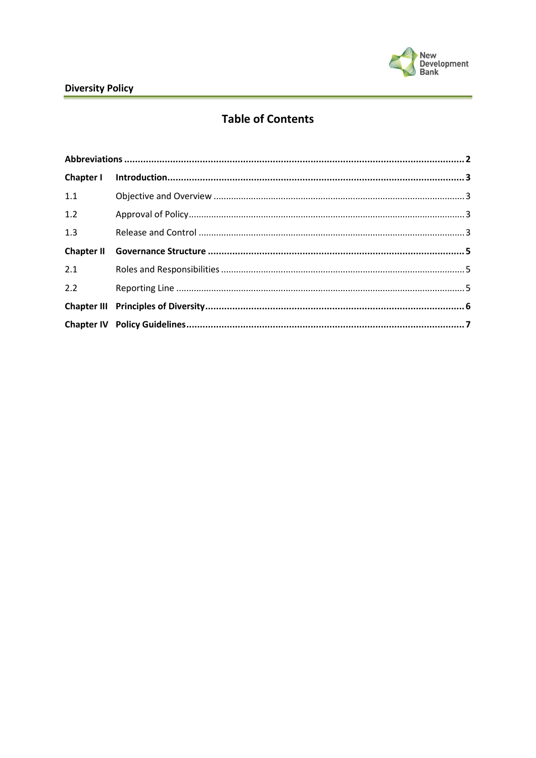## Table of Contents

| | | |
|---|---|---|
| **Abbreviations** | | **2** |
| **Chapter I** | **Introduction** | **3** |
| 1.1 | Objective and Overview | 3 |
| 1.2 | Approval of Policy | 3 |
| 1.3 | Release and Control | 3 |
| **Chapter II** | **Governance Structure** | **5** |
| 2.1 | Roles and Responsibilities | 5 |
| 2.2 | Reporting Line | 5 |
| **Chapter III** | **Principles of Diversity** | **6** |
| **Chapter IV** | **Policy Guidelines** | **7** |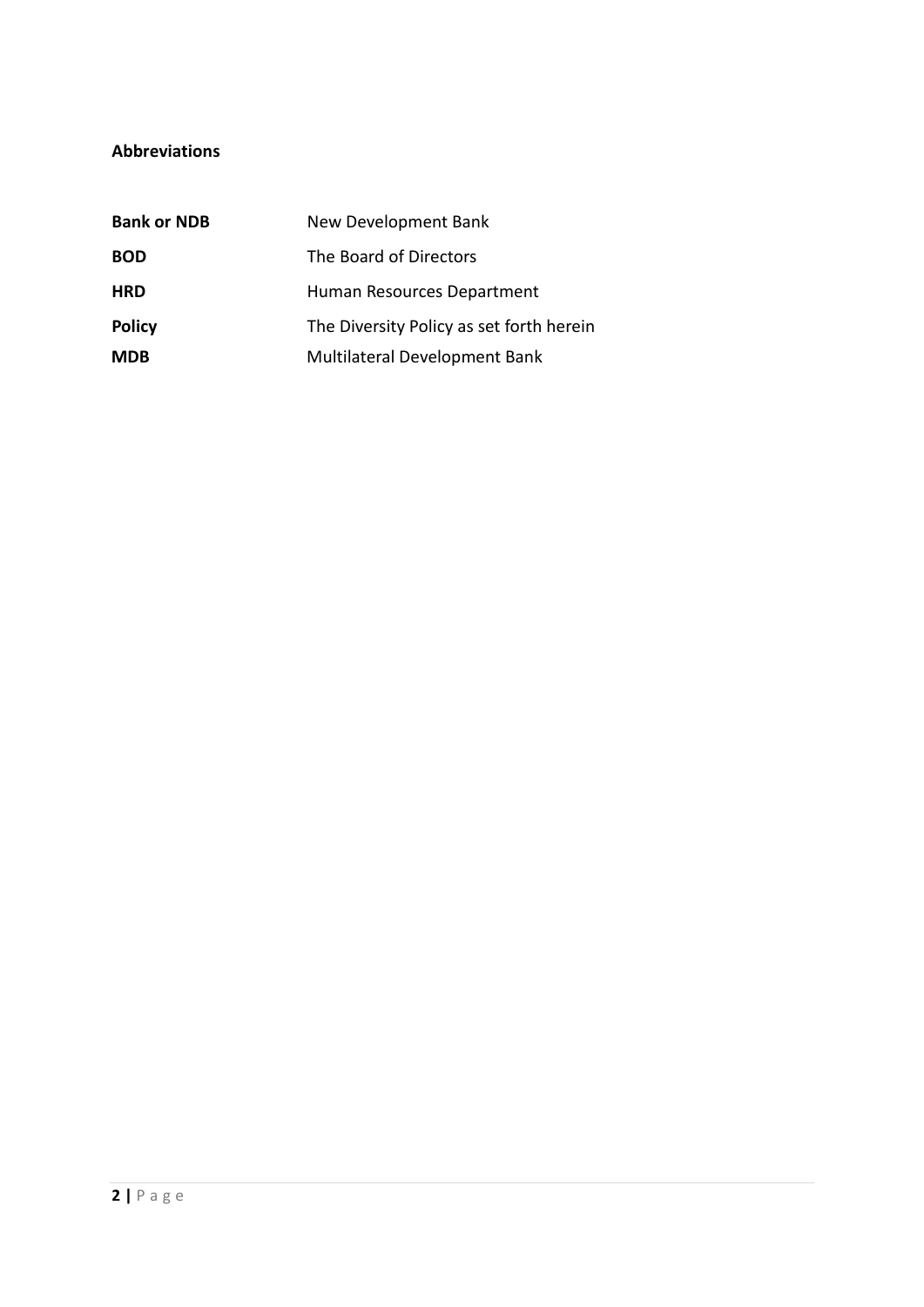**Abbreviations**

| | |
|---|---|
| **Bank or NDB** | New Development Bank |
| **BOD** | The Board of Directors |
| **HRD** | Human Resources Department |
| **Policy** | The Diversity Policy as set forth herein |
| **MDB** | Multilateral Development Bank |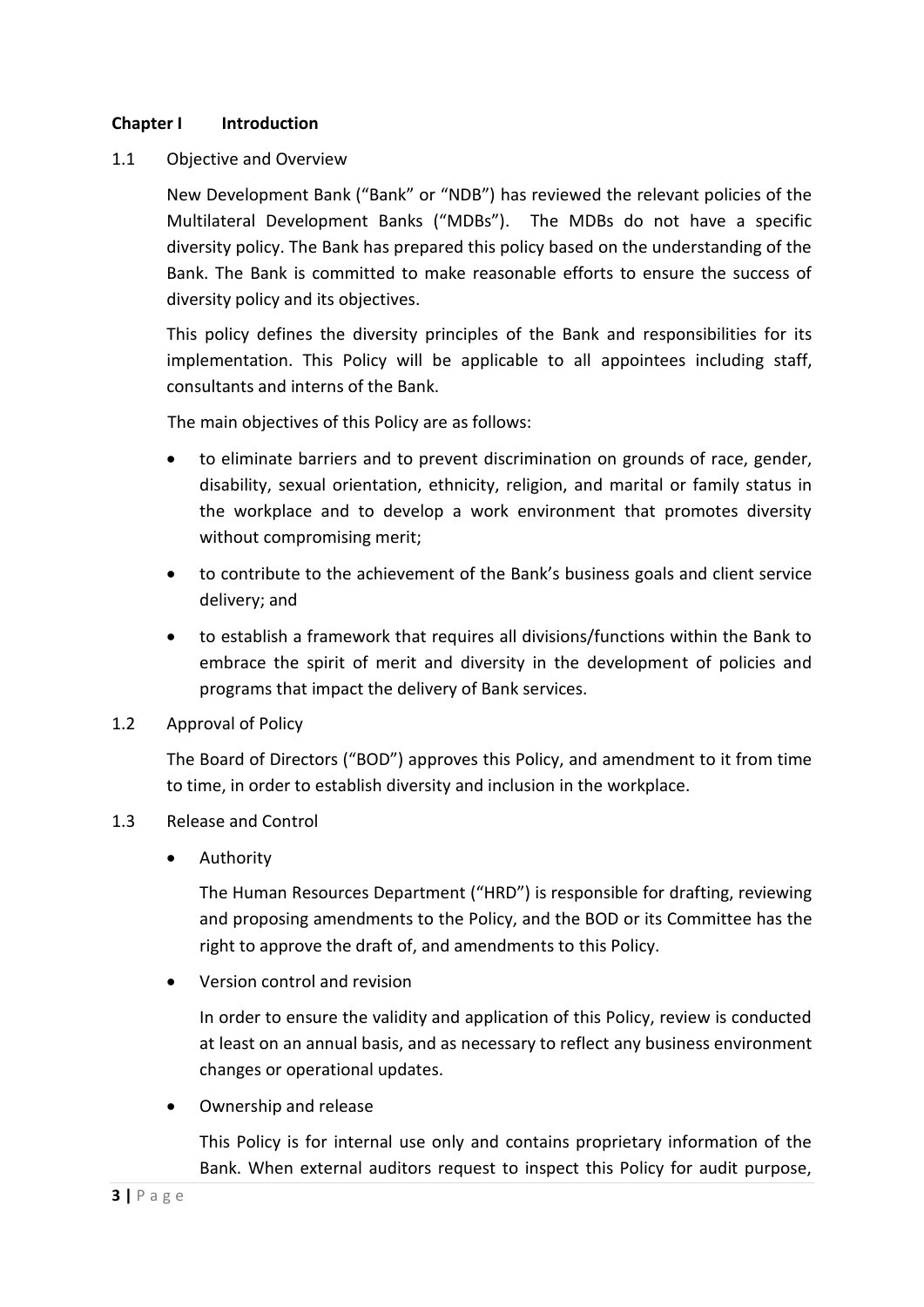## Chapter I Introduction

1.1 Objective and Overview

New Development Bank ("Bank" or "NDB") has reviewed the relevant policies of the Multilateral Development Banks ("MDBs"). The MDBs do not have a specific diversity policy. The Bank has prepared this policy based on the understanding of the Bank. The Bank is committed to make reasonable efforts to ensure the success of diversity policy and its objectives.

This policy defines the diversity principles of the Bank and responsibilities for its implementation. This Policy will be applicable to all appointees including staff, consultants and interns of the Bank.

The main objectives of this Policy are as follows:

- to eliminate barriers and to prevent discrimination on grounds of race, gender, disability, sexual orientation, ethnicity, religion, and marital or family status in the workplace and to develop a work environment that promotes diversity without compromising merit;
- to contribute to the achievement of the Bank's business goals and client service delivery; and
- to establish a framework that requires all divisions/functions within the Bank to embrace the spirit of merit and diversity in the development of policies and programs that impact the delivery of Bank services.

1.2 Approval of Policy

The Board of Directors ("BOD") approves this Policy, and amendment to it from time to time, in order to establish diversity and inclusion in the workplace.

1.3 Release and Control

- Authority

  The Human Resources Department ("HRD") is responsible for drafting, reviewing and proposing amendments to the Policy, and the BOD or its Committee has the right to approve the draft of, and amendments to this Policy.

- Version control and revision

  In order to ensure the validity and application of this Policy, review is conducted at least on an annual basis, and as necessary to reflect any business environment changes or operational updates.

- Ownership and release

  This Policy is for internal use only and contains proprietary information of the Bank. When external auditors request to inspect this Policy for audit purpose,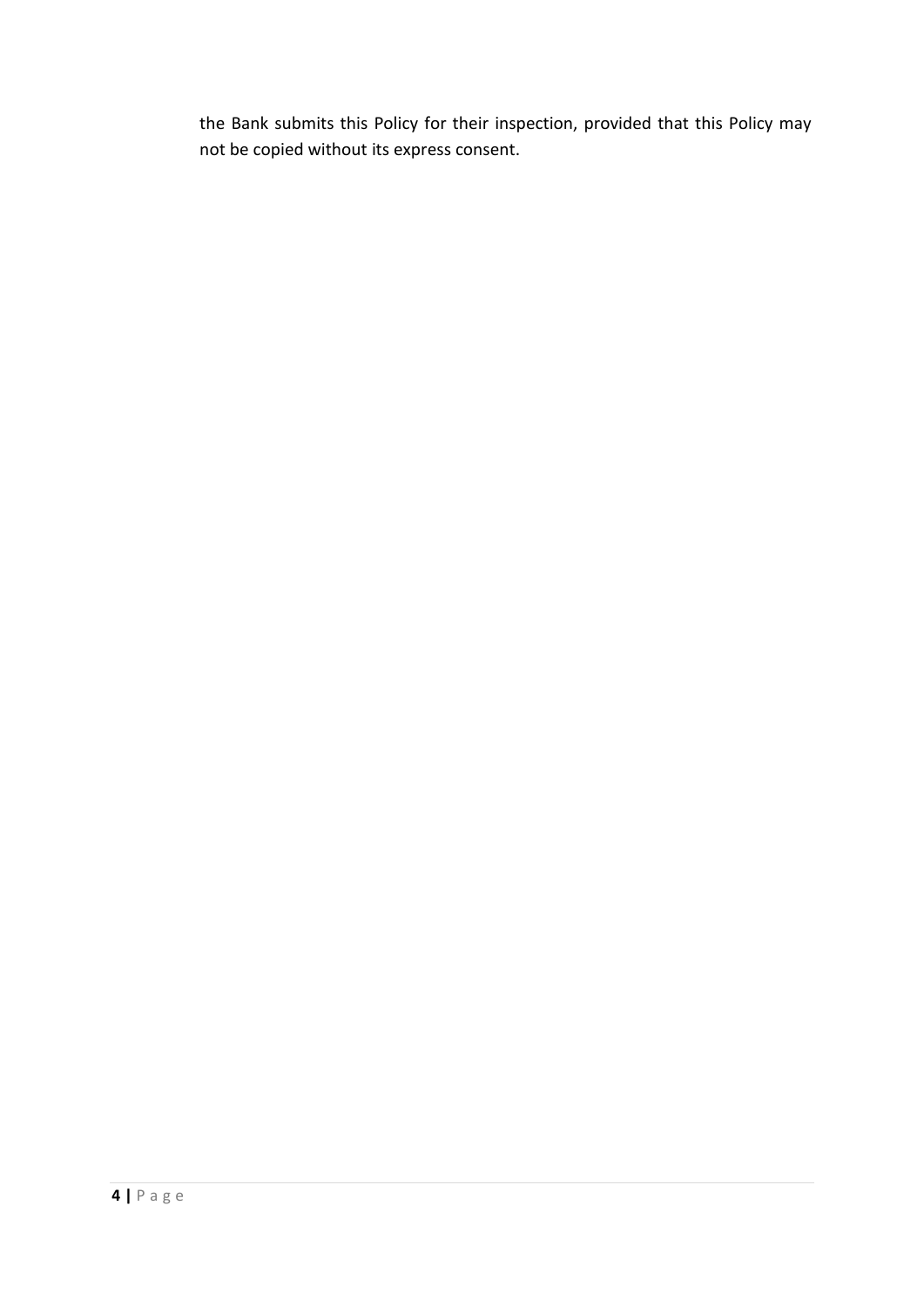the Bank submits this Policy for their inspection, provided that this Policy may not be copied without its express consent.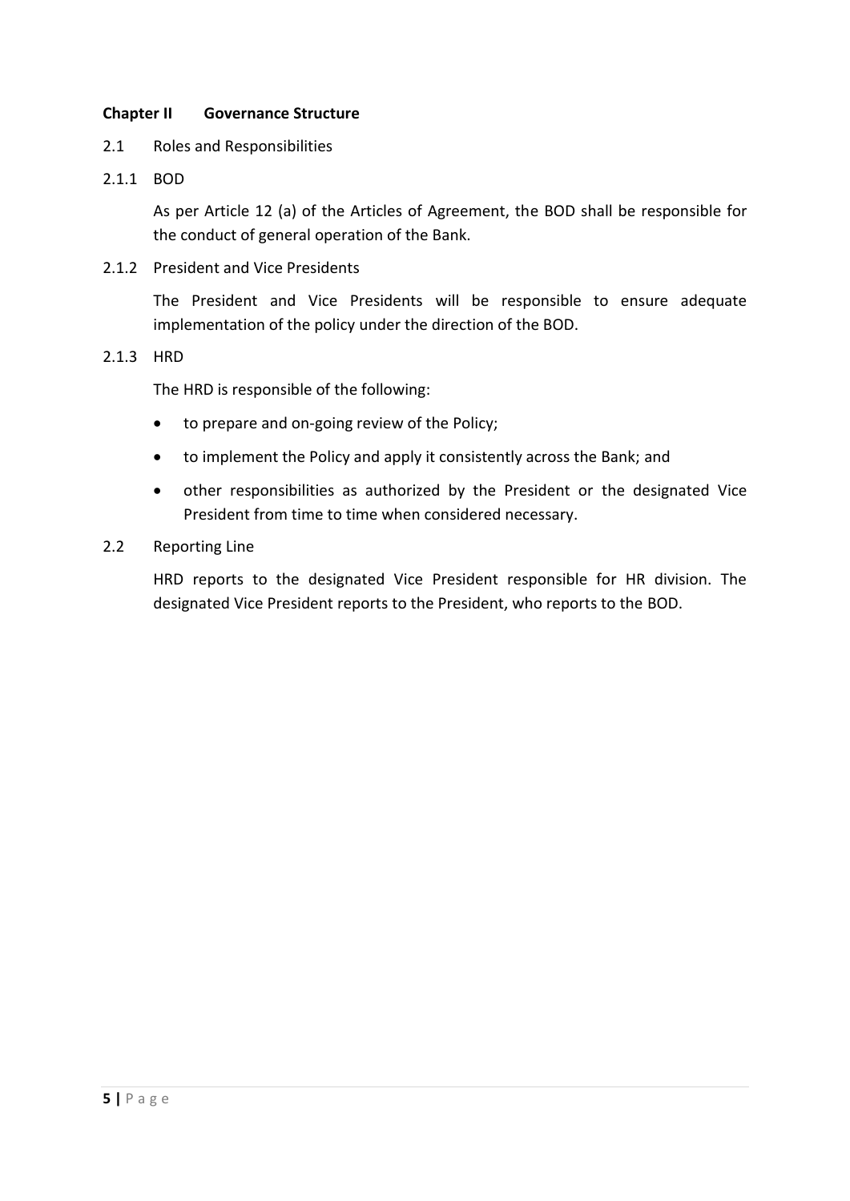## Chapter II Governance Structure

### 2.1 Roles and Responsibilities

#### 2.1.1 BOD

As per Article 12 (a) of the Articles of Agreement, the BOD shall be responsible for the conduct of general operation of the Bank.

#### 2.1.2 President and Vice Presidents

The President and Vice Presidents will be responsible to ensure adequate implementation of the policy under the direction of the BOD.

#### 2.1.3 HRD

The HRD is responsible of the following:

- to prepare and on-going review of the Policy;
- to implement the Policy and apply it consistently across the Bank; and
- other responsibilities as authorized by the President or the designated Vice President from time to time when considered necessary.

### 2.2 Reporting Line

HRD reports to the designated Vice President responsible for HR division. The designated Vice President reports to the President, who reports to the BOD.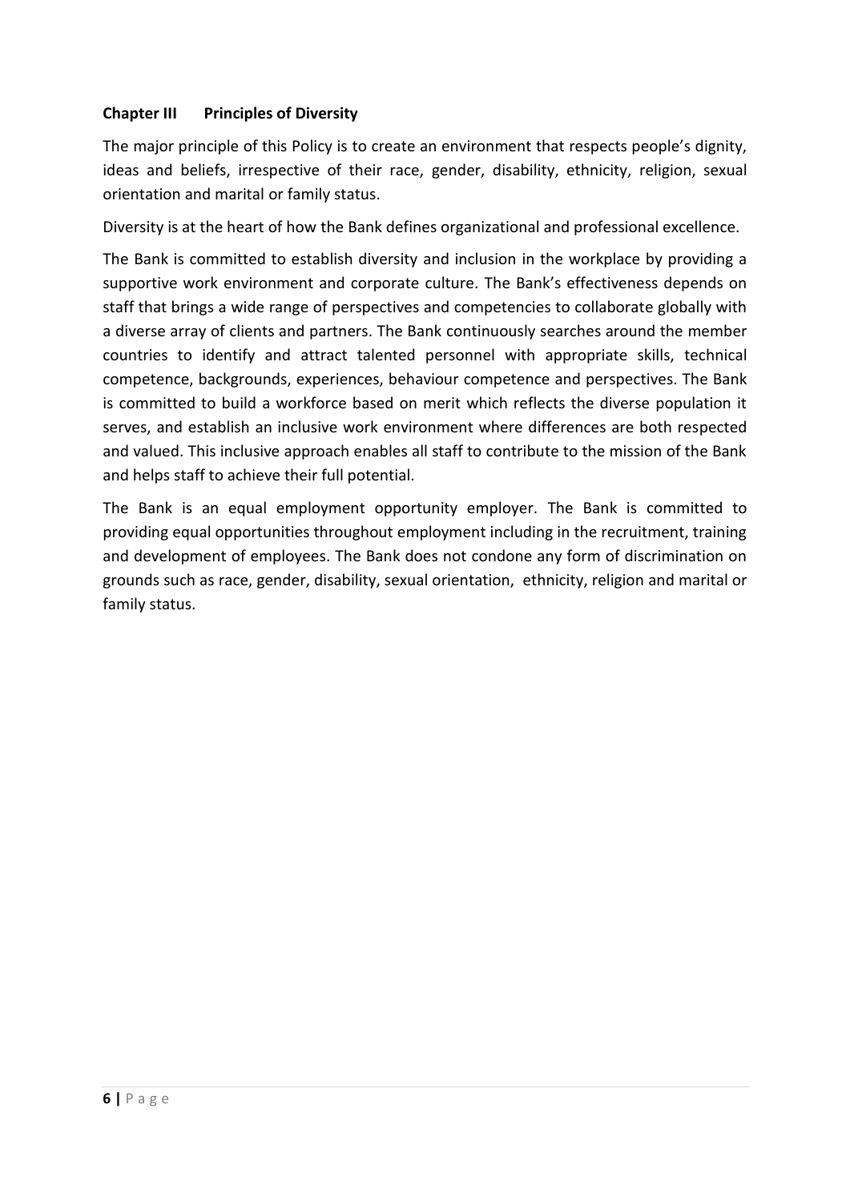## Chapter III Principles of Diversity

The major principle of this Policy is to create an environment that respects people's dignity, ideas and beliefs, irrespective of their race, gender, disability, ethnicity, religion, sexual orientation and marital or family status.

Diversity is at the heart of how the Bank defines organizational and professional excellence.

The Bank is committed to establish diversity and inclusion in the workplace by providing a supportive work environment and corporate culture. The Bank's effectiveness depends on staff that brings a wide range of perspectives and competencies to collaborate globally with a diverse array of clients and partners. The Bank continuously searches around the member countries to identify and attract talented personnel with appropriate skills, technical competence, backgrounds, experiences, behaviour competence and perspectives. The Bank is committed to build a workforce based on merit which reflects the diverse population it serves, and establish an inclusive work environment where differences are both respected and valued. This inclusive approach enables all staff to contribute to the mission of the Bank and helps staff to achieve their full potential.

The Bank is an equal employment opportunity employer. The Bank is committed to providing equal opportunities throughout employment including in the recruitment, training and development of employees. The Bank does not condone any form of discrimination on grounds such as race, gender, disability, sexual orientation, ethnicity, religion and marital or family status.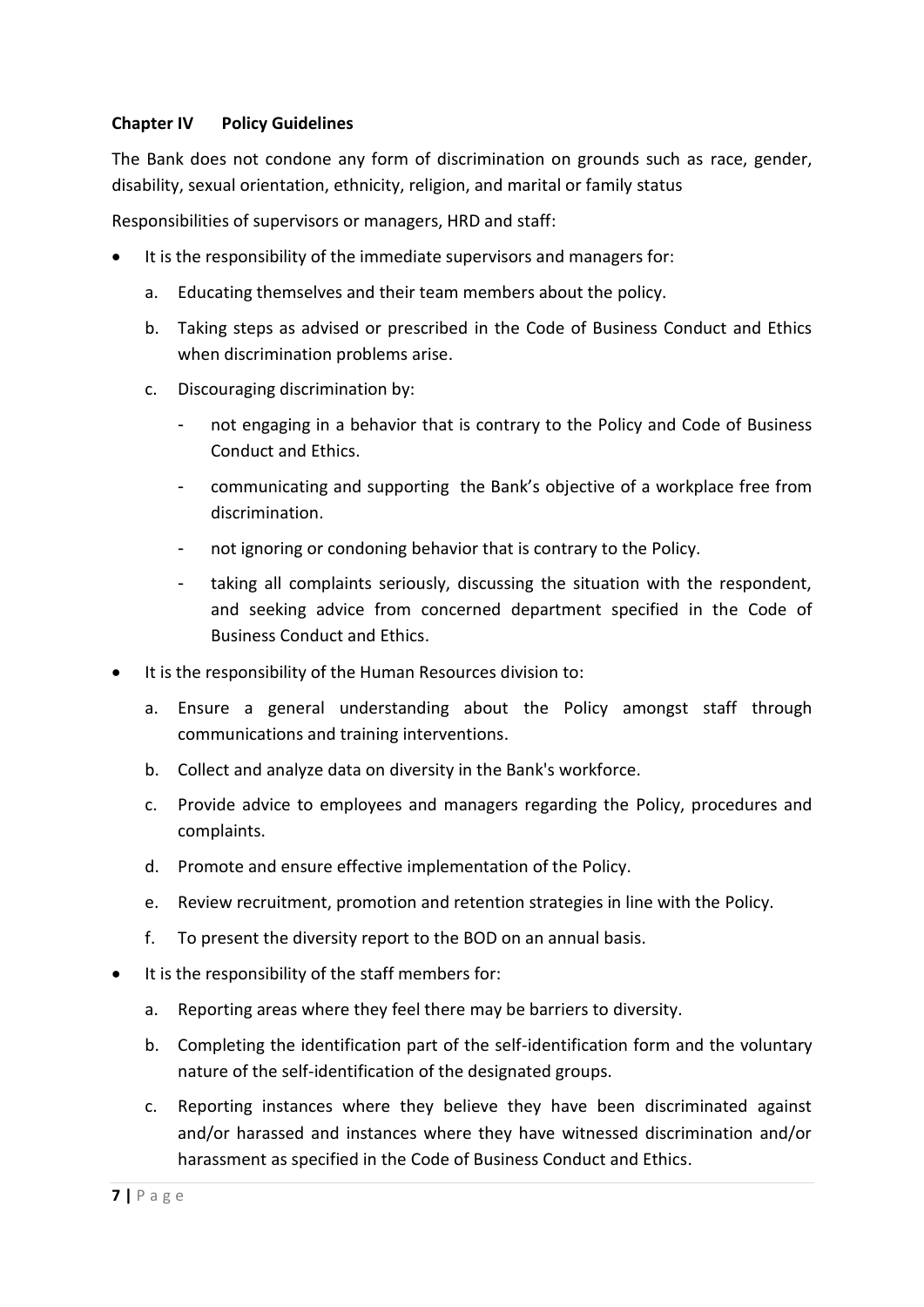## Chapter IV Policy Guidelines

The Bank does not condone any form of discrimination on grounds such as race, gender, disability, sexual orientation, ethnicity, religion, and marital or family status

Responsibilities of supervisors or managers, HRD and staff:

- It is the responsibility of the immediate supervisors and managers for:
  a. Educating themselves and their team members about the policy.
  b. Taking steps as advised or prescribed in the Code of Business Conduct and Ethics when discrimination problems arise.
  c. Discouraging discrimination by:
     - not engaging in a behavior that is contrary to the Policy and Code of Business Conduct and Ethics.
     - communicating and supporting the Bank's objective of a workplace free from discrimination.
     - not ignoring or condoning behavior that is contrary to the Policy.
     - taking all complaints seriously, discussing the situation with the respondent, and seeking advice from concerned department specified in the Code of Business Conduct and Ethics.
- It is the responsibility of the Human Resources division to:
  a. Ensure a general understanding about the Policy amongst staff through communications and training interventions.
  b. Collect and analyze data on diversity in the Bank's workforce.
  c. Provide advice to employees and managers regarding the Policy, procedures and complaints.
  d. Promote and ensure effective implementation of the Policy.
  e. Review recruitment, promotion and retention strategies in line with the Policy.
  f. To present the diversity report to the BOD on an annual basis.
- It is the responsibility of the staff members for:
  a. Reporting areas where they feel there may be barriers to diversity.
  b. Completing the identification part of the self-identification form and the voluntary nature of the self-identification of the designated groups.
  c. Reporting instances where they believe they have been discriminated against and/or harassed and instances where they have witnessed discrimination and/or harassment as specified in the Code of Business Conduct and Ethics.